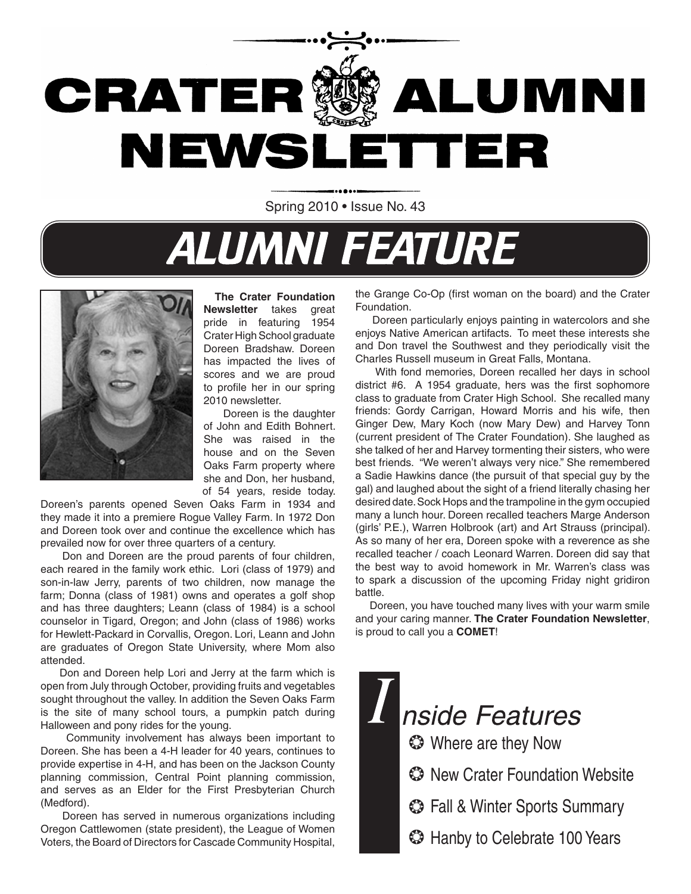# CRATER ALUMNI NEWSLETTER

Spring 2010 • Issue No. 43

## ALUMNI FEATURE

**The Crater Foundation Newsletter** takes great pride in featuring 1954 Crater High School graduate Doreen Bradshaw. Doreen has impacted the lives of scores and we are proud to profile her in our spring 2010 newsletter.

Doreen is the daughter of John and Edith Bohnert. She was raised in the house and on the Seven Oaks Farm property where she and Don, her husband, of 54 years, reside today. Doreen's parents opened Seven Oaks Farm in 1934 and they made it into a premiere Rogue Valley Farm. In 1972 Don and Doreen took over and continue the excellence which has prevailed now for over three quarters of a century.

Don and Doreen are the proud parents of four children, each reared in the family work ethic. Lori (class of 1979) and son-in-law Jerry, parents of two children, now manage the farm; Donna (class of 1981) owns and operates a golf shop and has three daughters; Leann (class of 1984) is a school counselor in Tigard, Oregon; and John (class of 1986) works for Hewlett-Packard in Corvallis, Oregon. Lori, Leann and John are graduates of Oregon State University, where Mom also attended.

Don and Doreen help Lori and Jerry at the farm which is open from July through October, providing fruits and vegetables sought throughout the valley. In addition the Seven Oaks Farm is the site of many school tours, a pumpkin patch during Halloween and pony rides for the young.

Community involvement has always been important to Doreen. She has been a 4-H leader for 40 years, continues to provide expertise in 4-H, and has been on the Jackson County planning commission, Central Point planning commission, and serves as an Elder for the First Presbyterian Church (Medford).

Doreen has served in numerous organizations including Oregon Cattlewomen (state president), the League of Women Voters, the Board of Directors for Cascade Community Hospital, the Grange Co-Op (first woman on the board) and the Crater Foundation.

Doreen particularly enjoys painting in watercolors and she enjoys Native American artifacts. To meet these interests she and Don travel the Southwest and they periodically visit the Charles Russell museum in Great Falls, Montana.

With fond memories, Doreen recalled her days in school district #6. A 1954 graduate, hers was the first sophomore class to graduate from Crater High School. She recalled many friends: Gordy Carrigan, Howard Morris and his wife, then Ginger Dew, Mary Koch (now Mary Dew) and Harvey Tonn (current president of The Crater Foundation). She laughed as she talked of her and Harvey tormenting their sisters, who were best friends. "We weren't always very nice." She remembered a Sadie Hawkins dance (the pursuit of that special guy by the gal) and laughed about the sight of a friend literally chasing her desired date. Sock Hops and the trampoline in the gym occupied many a lunch hour. Doreen recalled teachers Marge Anderson (girls' P.E.), Warren Holbrook (art) and Art Strauss (principal). As so many of her era, Doreen spoke with a reverence as she recalled teacher / coach Leonard Warren. Doreen did say that the best way to avoid homework in Mr. Warren's class was to spark a discussion of the upcoming Friday night gridiron battle.

Doreen, you have touched many lives with your warm smile and your caring manner. **The Crater Foundation Newsletter**, is proud to call you a **COMET**!

## Inside Features

- Where are they Now
- New Crater Foundation Website
- Fall & Winter Sports Summary
- Hanby to Celebrate 100 Years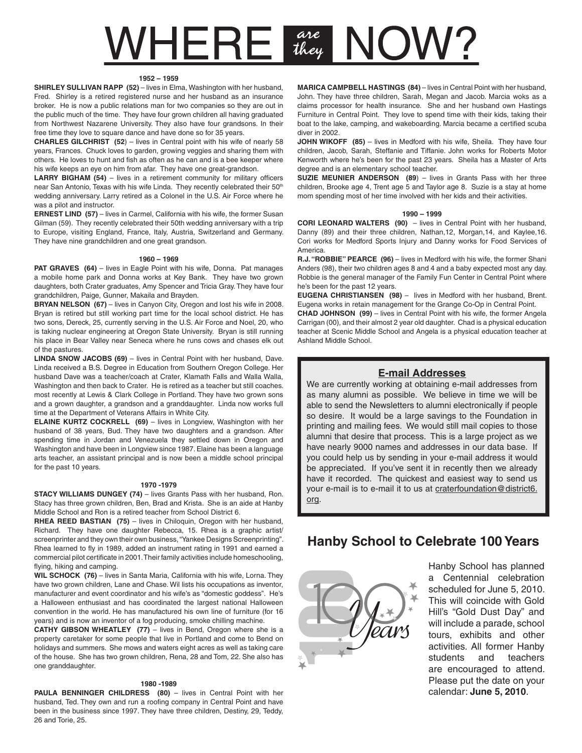# WHERE *are they* NOW?

#### 1952 – 1959

**SHIRLEY SULLIVAN RAPP (52)** – lives in Elma, Washington with her husband, Fred. Shirley is a retired registered nurse and her husband as an insurance broker. He is now a public relations man for two companies so they are out in the public much of the time. They have four grown children all having graduated from Northwest Nazarene University. They also have four grandsons. In their free time they love to square dance and have done so for 35 years.

**CHARLES GILCHRIST (52)** – lives in Central point with his wife of nearly 58 years, Frances. Chuck loves to garden, growing veggies and sharing them with others. He loves to hunt and fish as often as he can and is a bee keeper where his wife keeps an eye on him from afar. They have one great-grandson.

**LARRY BIGHAM (54)** – lives in a retirement community for military officers near San Antonio, Texas with his wife Linda. They recently celebrated their 50th wedding anniversary. Larry retired as a Colonel in the U.S. Air Force where he was a pilot and instructor.

**ERNEST LIND (57)** – lives in Carmel, California with his wife, the former Susan Gilman (59). They recently celebrated their 50th wedding anniversary with a trip to Europe, visiting England, France, Italy, Austria, Switzerland and Germany. They have nine grandchildren and one great grandson.

#### 1960 – 1969

**PAT GRAVES (64)** – lives in Eagle Point with his wife, Donna. Pat manages a mobile home park and Donna works at Key Bank. They have two grown daughters, both Crater graduates, Amy Spencer and Tricia Gray. They have four grandchildren, Paige, Gunner, Makaila and Brayden.

**BRYAN NELSON (67)** – lives in Canyon City, Oregon and lost his wife in 2008. Bryan is retired but still working part time for the local school district. He has two sons, Dereck, 25, currently serving in the U.S. Air Force and Noel, 20, who is taking nuclear engineering at Oregon State University. Bryan is still running his place in Bear Valley near Seneca where he runs cows and chases elk out of the pastures.

**LINDA SNOW JACOBS (69)** – lives in Central Point with her husband, Dave. Linda received a B.S. Degree in Education from Southern Oregon College. Her husband Dave was a teacher/coach at Crater, Klamath Falls and Walla Walla, Washington and then back to Crater. He is retired as a teacher but still coaches. most recently at Lewis & Clark College in Portland. They have two grown sons and a grown daughter, a grandson and a granddaughter. Linda now works full time at the Department of Veterans Affairs in White City.

**ELAINE KURTZ COCKRELL (69)** – lives in Longview, Washington with her husband of 38 years, Bud. They have two daughters and a grandson. After spending time in Jordan and Venezuela they settled down in Oregon and Washington and have been in Longview since 1987. Elaine has been a language arts teacher, an assistant principal and is now been a middle school principal for the past 10 years.

#### 1970 -1979

**STACY WILLIAMS DUNGEY (74)** – lives Grants Pass with her husband, Ron. Stacy has three grown children, Ben, Brad and Krista. She is an aide at Hanby Middle School and Ron is a retired teacher from School District 6.

**RHEA REED BASTIAN (75)** – lives in Chiloquin, Oregon with her husband, Richard. They have one daughter Rebecca, 15. Rhea is a graphic artist/ screenprinter and they own their own business, "Yankee Designs Screenprinting". Rhea learned to fly in 1989, added an instrument rating in 1991 and earned a commercial pilot certificate in 2001. Their family activities include homeschooling, flying, hiking and camping.

**WIL SCHOCK (76)** – lives in Santa Maria, California with his wife, Lorna. They have two grown children, Lane and Chase. Wil lists his occupations as inventor, manufacturer and event coordinator and his wife's as "domestic goddess". He's a Halloween enthusiast and has coordinated the largest national Halloween convention in the world. He has manufactured his own line of furniture (for 16 years) and is now an inventor of a fog producing, smoke chilling machine.

**CATHY GIBSON WHEATLEY (77)** – lives in Bend, Oregon where she is a property caretaker for some people that live in Portland and come to Bend on holidays and summers. She mows and waters eight acres as well as taking care of the house. She has two grown children, Rena, 28 and Tom, 22. She also has one granddaughter.

#### 1980 -1989

**PAULA BENNINGER CHILDRESS (80)** – lives in Central Point with her husband, Ted. They own and run a roofing company in Central Point and have been in the business since 1997. They have three children, Destiny, 29, Teddy, 26 and Torie, 25.

**MARICA CAMPBELL HASTINGS (84)** – lives in Central Point with her husband, John. They have three children, Sarah, Megan and Jacob. Marcia woks as a claims processor for health insurance. She and her husband own Hastings Furniture in Central Point. They love to spend time with their kids, taking their boat to the lake, camping, and wakeboarding. Marcia became a certified scuba diver in 2002.

**JOHN WIKOFF (85)** – lives in Medford with his wife, Sheila. They have four children, Jacob, Sarah, Steffanie and Tiffanie. John works for Roberts Motor Kenworth where he's been for the past 23 years. Sheila has a Master of Arts degree and is an elementary school teacher.

**SUZIE MEUNIER ANDERSON (89)** – lives in Grants Pass with her three children, Brooke age 4, Trent age 5 and Taylor age 8. Suzie is a stay at home mom spending most of her time involved with her kids and their activities.

#### 1990 – 1999

**CORI LEONARD WALTERS (90)** – lives in Central Point with her husband, Danny (89) and their three children, Nathan,12, Morgan,14, and Kaylee,16. Cori works for Medford Sports Injury and Danny works for Food Services of America.

**R.J. "ROBBIE" PEARCE (96)** – lives in Medford with his wife, the former Shani Anders (98), their two children ages 8 and 4 and a baby expected most any day. Robbie is the general manager of the Family Fun Center in Central Point where he's been for the past 12 years.

**EUGENA CHRISTIANSEN (98)** – lives in Medford with her husband, Brent. Eugena works in retain management for the Grange Co-Op in Central Point.

**CHAD JOHNSON (99)** – lives in Central Point with his wife, the former Angela Carrigan (00), and their almost 2 year old daughter. Chad is a physical education teacher at Scenic Middle School and Angela is a physical education teacher at Ashland Middle School.

### E-mail Addresses

We are currently working at obtaining e-mail addresses from as many alumni as possible. We believe in time we will be able to send the Newsletters to alumni electronically if people so desire. It would be a large savings to the Foundation in printing and mailing fees. We would still mail copies to those alumni that desire that process. This is a large project as we have nearly 9000 names and addresses in our data base. If you could help us by sending in your e-mail address it would be appreciated. If you've sent it in recently then we already have it recorded. The quickest and easiest way to send us your e-mail is to e-mail it to us at craterfoundation@district6.org.

## Hanby School to Celebrate 100 Years

Hanby School has planned a Centennial celebration scheduled for June 5, 2010. This will coincide with Gold Hill's "Gold Dust Day" and will include a parade, school tours, exhibits and other activities. All former Hanby students and teachers are encouraged to attend. Please put the date on your calendar: **June 5, 2010**.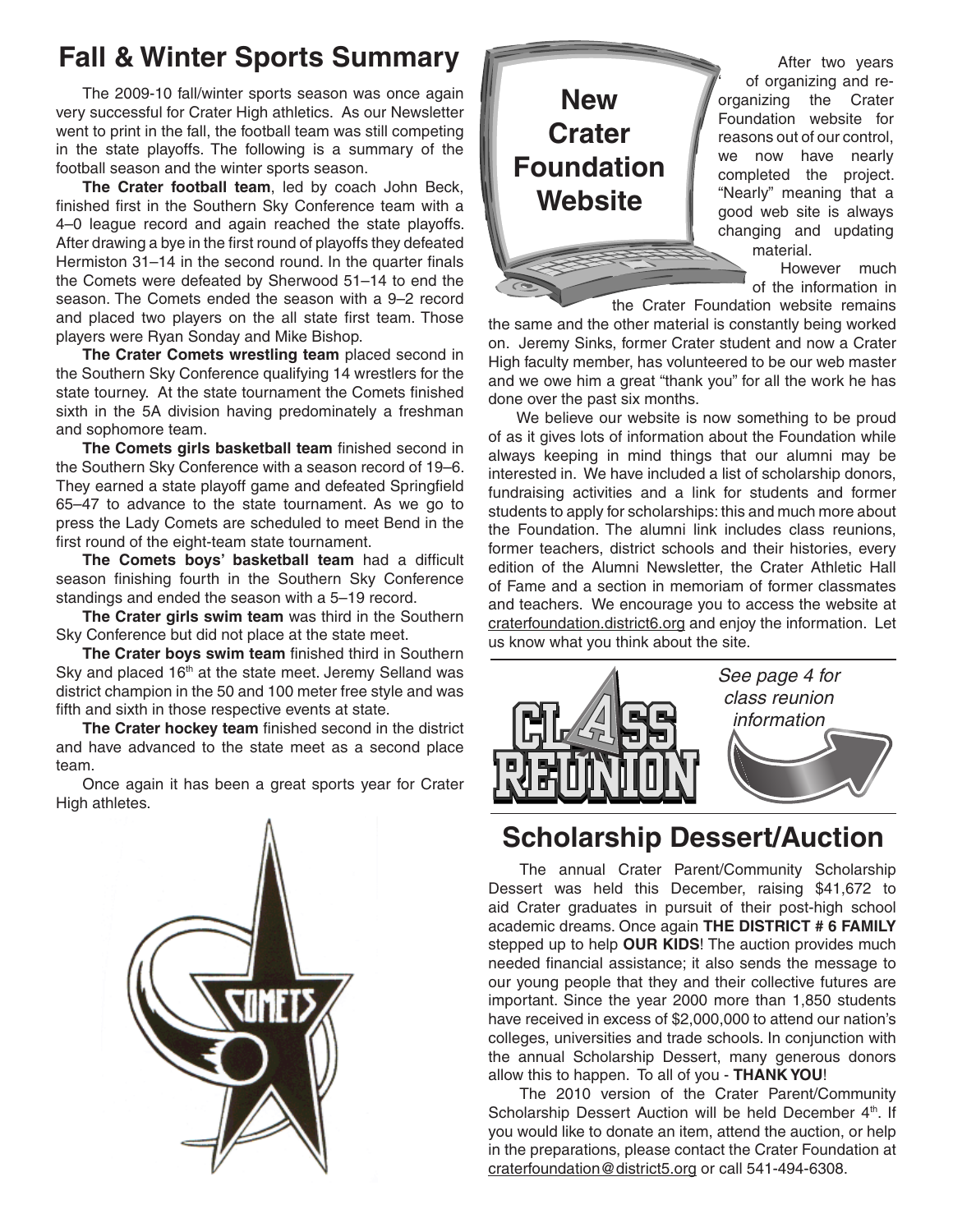## Fall & Winter Sports Summary

The 2009-10 fall/winter sports season was once again very successful for Crater High athletics. As our Newsletter went to print in the fall, the football team was still competing in the state playoffs. The following is a summary of the football season and the winter sports season.

**The Crater football team**, led by coach John Beck, finished first in the Southern Sky Conference team with a 4–0 league record and again reached the state playoffs. After drawing a bye in the first round of playoffs they defeated Hermiston 31–14 in the second round. In the quarter finals the Comets were defeated by Sherwood 51–14 to end the season. The Comets ended the season with a 9–2 record and placed two players on the all state first team. Those players were Ryan Sonday and Mike Bishop.

**The Crater Comets wrestling team** placed second in the Southern Sky Conference qualifying 14 wrestlers for the state tourney. At the state tournament the Comets finished sixth in the 5A division having predominately a freshman and sophomore team.

**The Comets girls basketball team** finished second in the Southern Sky Conference with a season record of 19–6. They earned a state playoff game and defeated Springfield 65–47 to advance to the state tournament. As we go to press the Lady Comets are scheduled to meet Bend in the first round of the eight-team state tournament.

**The Comets boys' basketball team** had a difficult season finishing fourth in the Southern Sky Conference standings and ended the season with a 5–19 record.

**The Crater girls swim team** was third in the Southern Sky Conference but did not place at the state meet.

**The Crater boys swim team** finished third in Southern Sky and placed 16th at the state meet. Jeremy Selland was district champion in the 50 and 100 meter free style and was fifth and sixth in those respective events at state.

**The Crater hockey team** finished second in the district and have advanced to the state meet as a second place team.

Once again it has been a great sports year for Crater High athletes.

## New Crater Foundation Website

After two years of organizing and re-organizing the Crater Foundation website for reasons out of our control, we now have nearly completed the project. "Nearly" meaning that a good web site is always changing and updating material.

However much of the information in the Crater Foundation website remains the same and the other material is constantly being worked on. Jeremy Sinks, former Crater student and now a Crater High faculty member, has volunteered to be our web master and we owe him a great "thank you" for all the work he has done over the past six months.

We believe our website is now something to be proud of as it gives lots of information about the Foundation while always keeping in mind things that our alumni may be interested in. We have included a list of scholarship donors, fundraising activities and a link for students and former students to apply for scholarships: this and much more about the Foundation. The alumni link includes class reunions, former teachers, district schools and their histories, every edition of the Alumni Newsletter, the Crater Athletic Hall of Fame and a section in memoriam of former classmates and teachers. We encourage you to access the website at craterfoundation.district6.org and enjoy the information. Let us know what you think about the site.

CLASS REUNION

*See page 4 for class reunion information*

## Scholarship Dessert/Auction

The annual Crater Parent/Community Scholarship Dessert was held this December, raising $41,672 to aid Crater graduates in pursuit of their post-high school academic dreams. Once again **THE DISTRICT # 6 FAMILY** stepped up to help **OUR KIDS**! The auction provides much needed financial assistance; it also sends the message to our young people that they and their collective futures are important. Since the year 2000 more than 1,850 students have received in excess of $2,000,000 to attend our nation's colleges, universities and trade schools. In conjunction with the annual Scholarship Dessert, many generous donors allow this to happen. To all of you - **THANK YOU**!

The 2010 version of the Crater Parent/Community Scholarship Dessert Auction will be held December 4th. If you would like to donate an item, attend the auction, or help in the preparations, please contact the Crater Foundation at craterfoundation@district5.org or call 541-494-6308.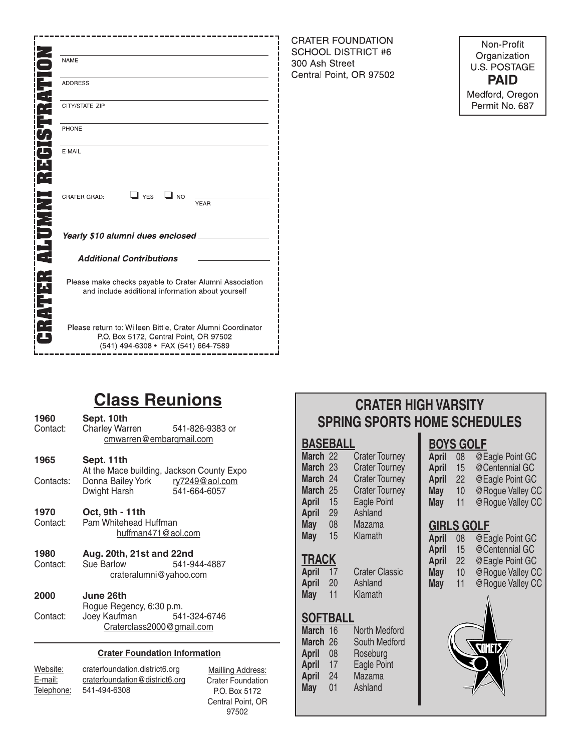## CRATER ALUMNI REGISTRATION

NAME

ADDRESS

CITY/STATE ZIP

PHONE

E-MAIL

CRATER GRAD: ❑ YES ❑ NO YEAR

***Yearly $10 alumni dues enclosed***

***Additional Contributions***

Please make checks payable to Crater Alumni Association and include additional information about yourself

Please return to: Willeen Bittle, Crater Alumni Coordinator
P.O. Box 5172, Central Point, OR 97502
(541) 494-6308 • FAX (541) 664-7589

CRATER FOUNDATION
SCHOOL DISTRICT #6
300 Ash Street
Central Point, OR 97502

Non-Profit
Organization
U.S. POSTAGE
**PAID**
Medford, Oregon
Permit No. 687

# Class Reunions

**1960** — **Sept. 10th**
Contact: Charley Warren 541-826-9383 or cmwarren@embarqmail.com

**1965** — **Sept. 11th**
At the Mace building, Jackson County Expo
Contacts: Donna Bailey York ry7249@aol.com
Dwight Harsh 541-664-6057

**1970** — **Oct, 9th - 11th**
Contact: Pam Whitehead Huffman huffman471@aol.com

**1980** — **Aug. 20th, 21st and 22nd**
Contact: Sue Barlow 541-944-4887 crateralumni@yahoo.com

**2000** — **June 26th**
Rogue Regency, 6:30 p.m.
Contact: Joey Kaufman 541-324-6746 Craterclass2000@gmail.com

### Crater Foundation Information

Website: craterfoundation.district6.org
E-mail: craterfoundation@district6.org
Telephone: 541-494-6308

Mailling Address:
Crater Foundation
P.O. Box 5172
Central Point, OR 97502

# CRATER HIGH VARSITY SPRING SPORTS HOME SCHEDULES

## BASEBALL

| | | |
|---|---|---|
| **March** | 22 | Crater Tourney |
| **March** | 23 | Crater Tourney |
| **March** | 24 | Crater Tourney |
| **March** | 25 | Crater Tourney |
| **April** | 15 | Eagle Point |
| **April** | 29 | Ashland |
| **May** | 08 | Mazama |
| **May** | 15 | Klamath |

## TRACK

| | | |
|---|---|---|
| **April** | 17 | Crater Classic |
| **April** | 20 | Ashland |
| **May** | 11 | Klamath |

## SOFTBALL

| | | |
|---|---|---|
| **March** | 16 | North Medford |
| **March** | 26 | South Medford |
| **April** | 08 | Roseburg |
| **April** | 17 | Eagle Point |
| **April** | 24 | Mazama |
| **May** | 01 | Ashland |

## BOYS GOLF

| | | |
|---|---|---|
| **April** | 08 | @Eagle Point GC |
| **April** | 15 | @Centennial GC |
| **April** | 22 | @Eagle Point GC |
| **May** | 10 | @Rogue Valley CC |
| **May** | 11 | @Rogue Valley CC |

## GIRLS GOLF

| | | |
|---|---|---|
| **April** | 08 | @Eagle Point GC |
| **April** | 15 | @Centennial GC |
| **April** | 22 | @Eagle Point GC |
| **May** | 10 | @Rogue Valley CC |
| **May** | 11 | @Rogue Valley CC |